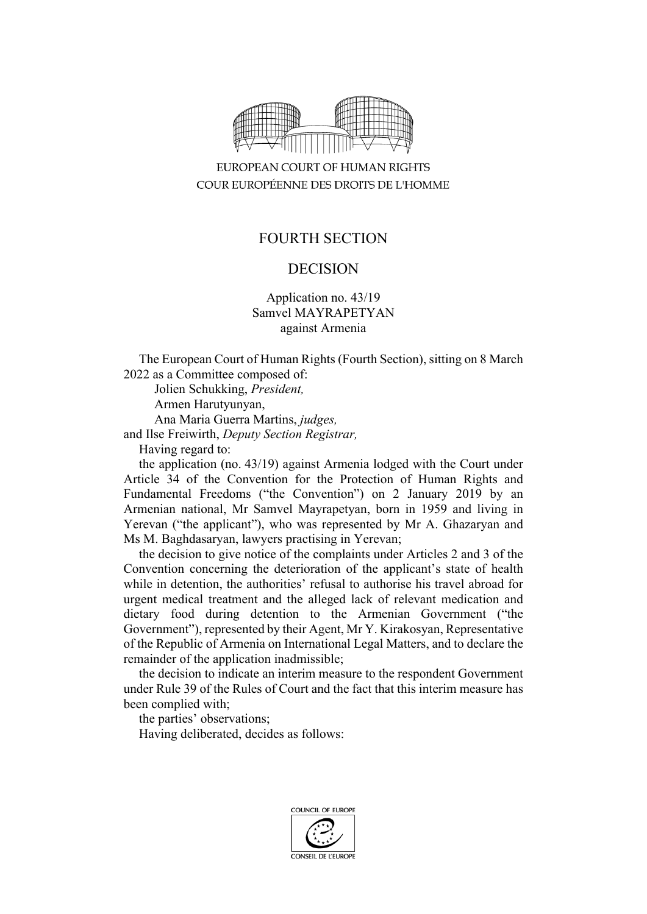EUROPEAN COURT OF HUMAN RIGHTS
COUR EUROPÉENNE DES DROITS DE L'HOMME

# FOURTH SECTION

# DECISION

Application no. 43/19
Samvel MAYRAPETYAN
against Armenia

The European Court of Human Rights (Fourth Section), sitting on 8 March 2022 as a Committee composed of:

Jolien Schukking, *President,*
Armen Harutyunyan,
Ana Maria Guerra Martins, *judges,*
and Ilse Freiwirth, *Deputy Section Registrar,*

Having regard to:

the application (no. 43/19) against Armenia lodged with the Court under Article 34 of the Convention for the Protection of Human Rights and Fundamental Freedoms ("the Convention") on 2 January 2019 by an Armenian national, Mr Samvel Mayrapetyan, born in 1959 and living in Yerevan ("the applicant"), who was represented by Mr A. Ghazaryan and Ms M. Baghdasaryan, lawyers practising in Yerevan;

the decision to give notice of the complaints under Articles 2 and 3 of the Convention concerning the deterioration of the applicant's state of health while in detention, the authorities' refusal to authorise his travel abroad for urgent medical treatment and the alleged lack of relevant medication and dietary food during detention to the Armenian Government ("the Government"), represented by their Agent, Mr Y. Kirakosyan, Representative of the Republic of Armenia on International Legal Matters, and to declare the remainder of the application inadmissible;

the decision to indicate an interim measure to the respondent Government under Rule 39 of the Rules of Court and the fact that this interim measure has been complied with;

the parties' observations;

Having deliberated, decides as follows: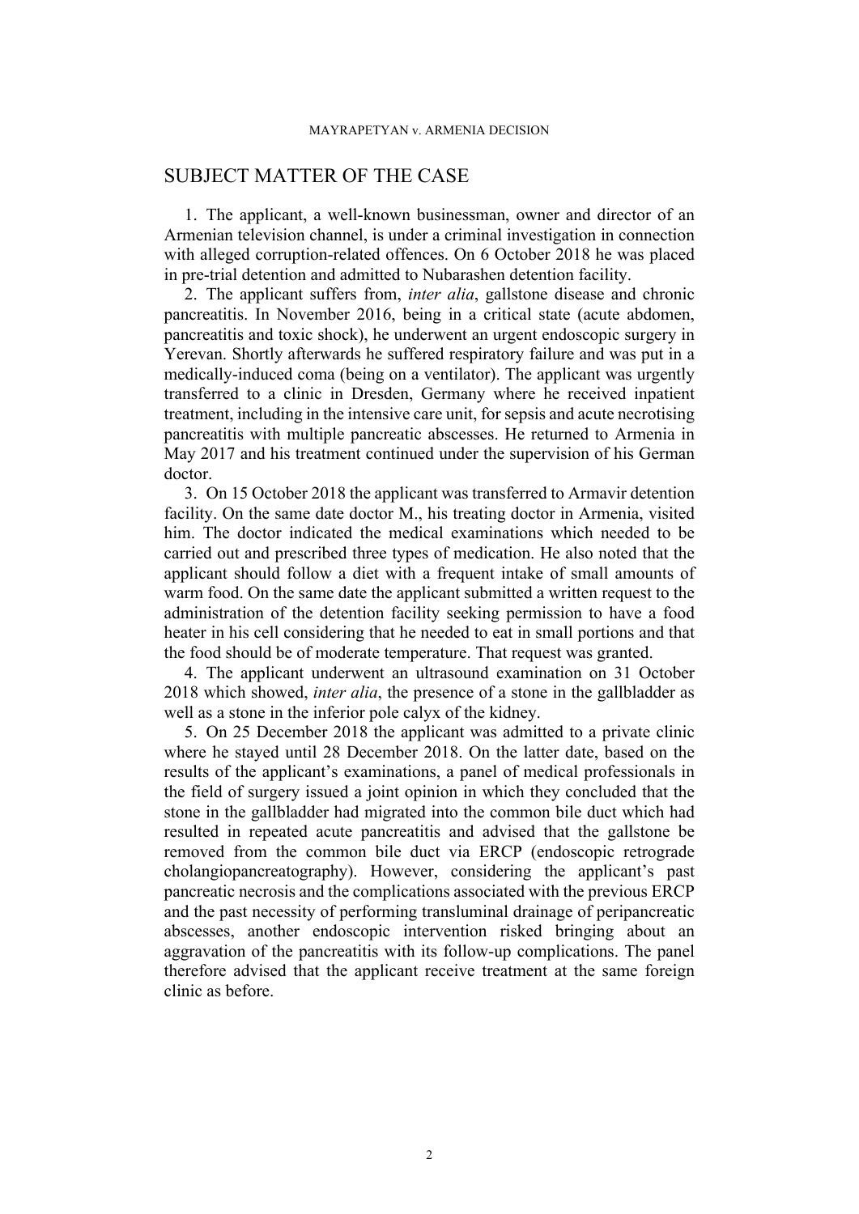## SUBJECT MATTER OF THE CASE

1. The applicant, a well-known businessman, owner and director of an Armenian television channel, is under a criminal investigation in connection with alleged corruption-related offences. On 6 October 2018 he was placed in pre-trial detention and admitted to Nubarashen detention facility.

2. The applicant suffers from, *inter alia*, gallstone disease and chronic pancreatitis. In November 2016, being in a critical state (acute abdomen, pancreatitis and toxic shock), he underwent an urgent endoscopic surgery in Yerevan. Shortly afterwards he suffered respiratory failure and was put in a medically-induced coma (being on a ventilator). The applicant was urgently transferred to a clinic in Dresden, Germany where he received inpatient treatment, including in the intensive care unit, for sepsis and acute necrotising pancreatitis with multiple pancreatic abscesses. He returned to Armenia in May 2017 and his treatment continued under the supervision of his German doctor.

3. On 15 October 2018 the applicant was transferred to Armavir detention facility. On the same date doctor M., his treating doctor in Armenia, visited him. The doctor indicated the medical examinations which needed to be carried out and prescribed three types of medication. He also noted that the applicant should follow a diet with a frequent intake of small amounts of warm food. On the same date the applicant submitted a written request to the administration of the detention facility seeking permission to have a food heater in his cell considering that he needed to eat in small portions and that the food should be of moderate temperature. That request was granted.

4. The applicant underwent an ultrasound examination on 31 October 2018 which showed, *inter alia*, the presence of a stone in the gallbladder as well as a stone in the inferior pole calyx of the kidney.

5. On 25 December 2018 the applicant was admitted to a private clinic where he stayed until 28 December 2018. On the latter date, based on the results of the applicant's examinations, a panel of medical professionals in the field of surgery issued a joint opinion in which they concluded that the stone in the gallbladder had migrated into the common bile duct which had resulted in repeated acute pancreatitis and advised that the gallstone be removed from the common bile duct via ERCP (endoscopic retrograde cholangiopancreatography). However, considering the applicant's past pancreatic necrosis and the complications associated with the previous ERCP and the past necessity of performing transluminal drainage of peripancreatic abscesses, another endoscopic intervention risked bringing about an aggravation of the pancreatitis with its follow-up complications. The panel therefore advised that the applicant receive treatment at the same foreign clinic as before.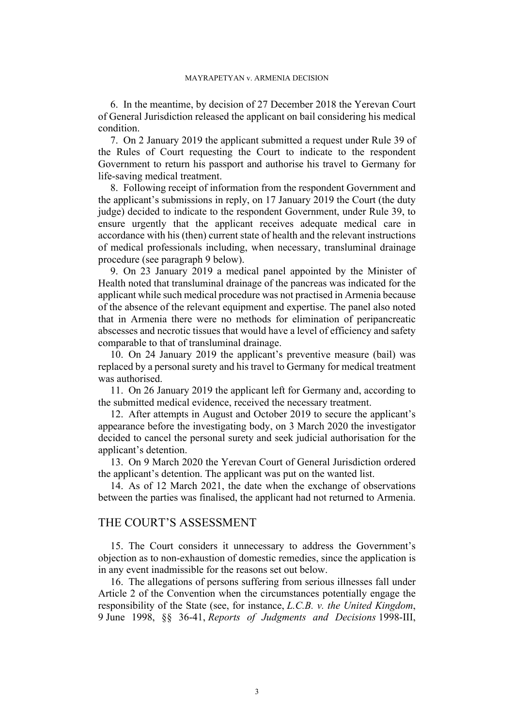6. In the meantime, by decision of 27 December 2018 the Yerevan Court of General Jurisdiction released the applicant on bail considering his medical condition.

7. On 2 January 2019 the applicant submitted a request under Rule 39 of the Rules of Court requesting the Court to indicate to the respondent Government to return his passport and authorise his travel to Germany for life-saving medical treatment.

8. Following receipt of information from the respondent Government and the applicant's submissions in reply, on 17 January 2019 the Court (the duty judge) decided to indicate to the respondent Government, under Rule 39, to ensure urgently that the applicant receives adequate medical care in accordance with his (then) current state of health and the relevant instructions of medical professionals including, when necessary, transluminal drainage procedure (see paragraph 9 below).

9. On 23 January 2019 a medical panel appointed by the Minister of Health noted that transluminal drainage of the pancreas was indicated for the applicant while such medical procedure was not practised in Armenia because of the absence of the relevant equipment and expertise. The panel also noted that in Armenia there were no methods for elimination of peripancreatic abscesses and necrotic tissues that would have a level of efficiency and safety comparable to that of transluminal drainage.

10. On 24 January 2019 the applicant's preventive measure (bail) was replaced by a personal surety and his travel to Germany for medical treatment was authorised.

11. On 26 January 2019 the applicant left for Germany and, according to the submitted medical evidence, received the necessary treatment.

12. After attempts in August and October 2019 to secure the applicant's appearance before the investigating body, on 3 March 2020 the investigator decided to cancel the personal surety and seek judicial authorisation for the applicant's detention.

13. On 9 March 2020 the Yerevan Court of General Jurisdiction ordered the applicant's detention. The applicant was put on the wanted list.

14. As of 12 March 2021, the date when the exchange of observations between the parties was finalised, the applicant had not returned to Armenia.

## THE COURT'S ASSESSMENT

15. The Court considers it unnecessary to address the Government's objection as to non-exhaustion of domestic remedies, since the application is in any event inadmissible for the reasons set out below.

16. The allegations of persons suffering from serious illnesses fall under Article 2 of the Convention when the circumstances potentially engage the responsibility of the State (see, for instance, *L.C.B. v. the United Kingdom*, 9 June 1998, §§ 36-41, *Reports of Judgments and Decisions* 1998-III,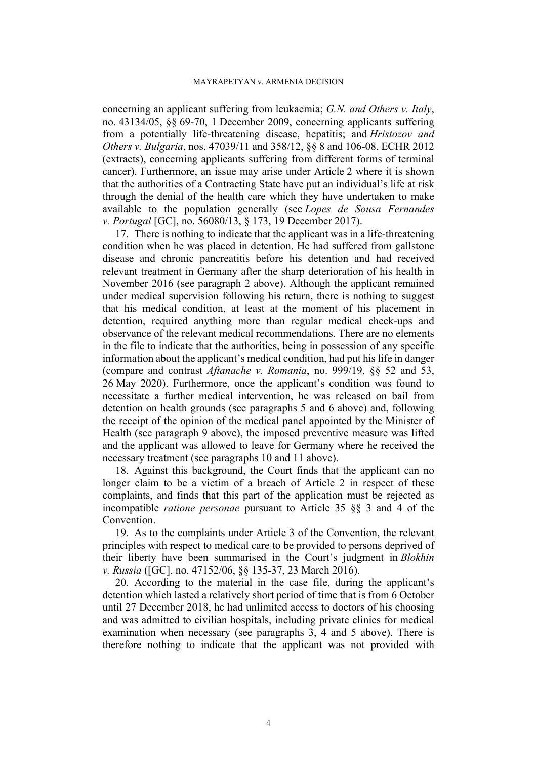concerning an applicant suffering from leukaemia; *G.N. and Others v. Italy*, no. 43134/05, §§ 69-70, 1 December 2009, concerning applicants suffering from a potentially life-threatening disease, hepatitis; and *Hristozov and Others v. Bulgaria*, nos. 47039/11 and 358/12, §§ 8 and 106-08, ECHR 2012 (extracts), concerning applicants suffering from different forms of terminal cancer). Furthermore, an issue may arise under Article 2 where it is shown that the authorities of a Contracting State have put an individual's life at risk through the denial of the health care which they have undertaken to make available to the population generally (see *Lopes de Sousa Fernandes v. Portugal* [GC], no. 56080/13, § 173, 19 December 2017).

17. There is nothing to indicate that the applicant was in a life-threatening condition when he was placed in detention. He had suffered from gallstone disease and chronic pancreatitis before his detention and had received relevant treatment in Germany after the sharp deterioration of his health in November 2016 (see paragraph 2 above). Although the applicant remained under medical supervision following his return, there is nothing to suggest that his medical condition, at least at the moment of his placement in detention, required anything more than regular medical check-ups and observance of the relevant medical recommendations. There are no elements in the file to indicate that the authorities, being in possession of any specific information about the applicant's medical condition, had put his life in danger (compare and contrast *Aftanache v. Romania*, no. 999/19, §§ 52 and 53, 26 May 2020). Furthermore, once the applicant's condition was found to necessitate a further medical intervention, he was released on bail from detention on health grounds (see paragraphs 5 and 6 above) and, following the receipt of the opinion of the medical panel appointed by the Minister of Health (see paragraph 9 above), the imposed preventive measure was lifted and the applicant was allowed to leave for Germany where he received the necessary treatment (see paragraphs 10 and 11 above).

18. Against this background, the Court finds that the applicant can no longer claim to be a victim of a breach of Article 2 in respect of these complaints, and finds that this part of the application must be rejected as incompatible *ratione personae* pursuant to Article 35 §§ 3 and 4 of the Convention.

19. As to the complaints under Article 3 of the Convention, the relevant principles with respect to medical care to be provided to persons deprived of their liberty have been summarised in the Court's judgment in *Blokhin v. Russia* ([GC], no. 47152/06, §§ 135-37, 23 March 2016).

20. According to the material in the case file, during the applicant's detention which lasted a relatively short period of time that is from 6 October until 27 December 2018, he had unlimited access to doctors of his choosing and was admitted to civilian hospitals, including private clinics for medical examination when necessary (see paragraphs 3, 4 and 5 above). There is therefore nothing to indicate that the applicant was not provided with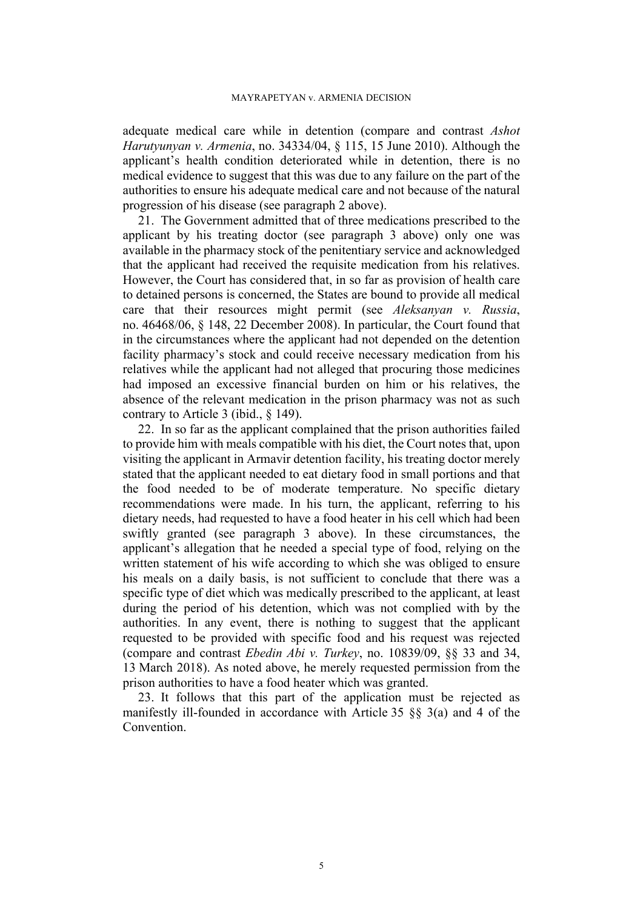adequate medical care while in detention (compare and contrast *Ashot Harutyunyan v. Armenia*, no. 34334/04, § 115, 15 June 2010). Although the applicant's health condition deteriorated while in detention, there is no medical evidence to suggest that this was due to any failure on the part of the authorities to ensure his adequate medical care and not because of the natural progression of his disease (see paragraph 2 above).

21. The Government admitted that of three medications prescribed to the applicant by his treating doctor (see paragraph 3 above) only one was available in the pharmacy stock of the penitentiary service and acknowledged that the applicant had received the requisite medication from his relatives. However, the Court has considered that, in so far as provision of health care to detained persons is concerned, the States are bound to provide all medical care that their resources might permit (see *Aleksanyan v. Russia*, no. 46468/06, § 148, 22 December 2008). In particular, the Court found that in the circumstances where the applicant had not depended on the detention facility pharmacy's stock and could receive necessary medication from his relatives while the applicant had not alleged that procuring those medicines had imposed an excessive financial burden on him or his relatives, the absence of the relevant medication in the prison pharmacy was not as such contrary to Article 3 (ibid., § 149).

22. In so far as the applicant complained that the prison authorities failed to provide him with meals compatible with his diet, the Court notes that, upon visiting the applicant in Armavir detention facility, his treating doctor merely stated that the applicant needed to eat dietary food in small portions and that the food needed to be of moderate temperature. No specific dietary recommendations were made. In his turn, the applicant, referring to his dietary needs, had requested to have a food heater in his cell which had been swiftly granted (see paragraph 3 above). In these circumstances, the applicant's allegation that he needed a special type of food, relying on the written statement of his wife according to which she was obliged to ensure his meals on a daily basis, is not sufficient to conclude that there was a specific type of diet which was medically prescribed to the applicant, at least during the period of his detention, which was not complied with by the authorities. In any event, there is nothing to suggest that the applicant requested to be provided with specific food and his request was rejected (compare and contrast *Ebedin Abi v. Turkey*, no. 10839/09, §§ 33 and 34, 13 March 2018). As noted above, he merely requested permission from the prison authorities to have a food heater which was granted.

23. It follows that this part of the application must be rejected as manifestly ill-founded in accordance with Article 35 §§ 3(a) and 4 of the Convention.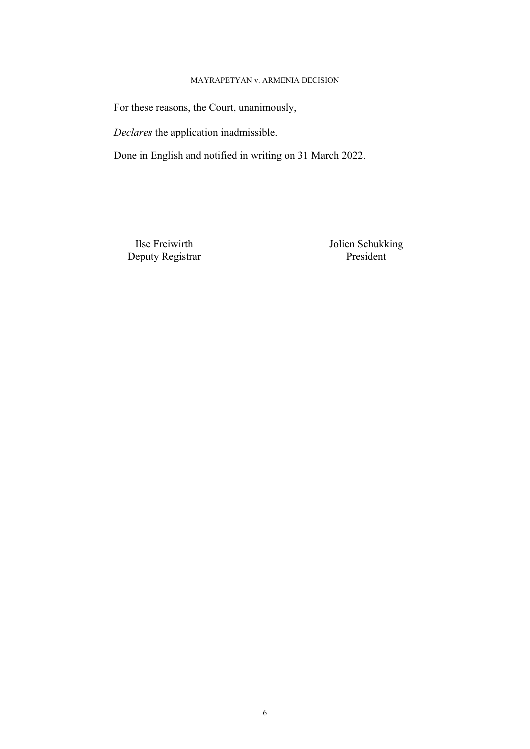For these reasons, the Court, unanimously,

*Declares* the application inadmissible.

Done in English and notified in writing on 31 March 2022.

| | |
|---|---|
| Ilse Freiwirth<br>Deputy Registrar | Jolien Schukking<br>President |